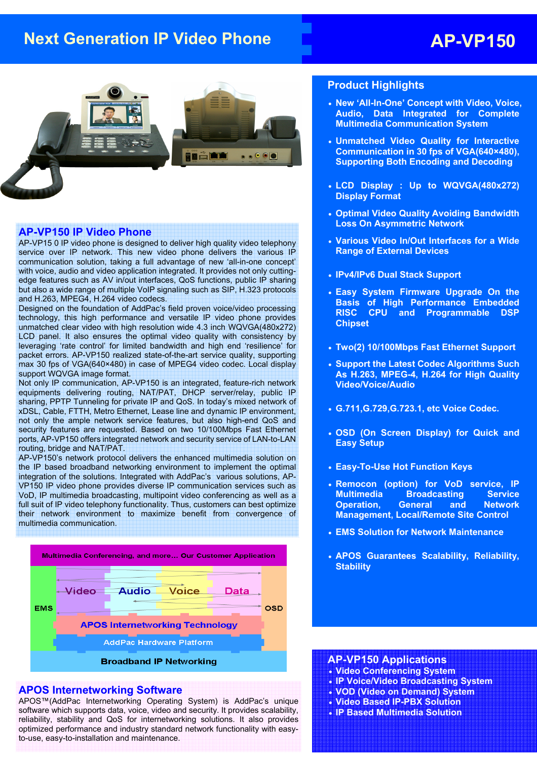# Next Generation IP Video Phone

# AP-VP150

## AP-VP150 IP Video Phone

AP-VP15 0 IP video phone is designed to deliver high quality video telephony service over IP network. This new video phone delivers the various IP communication solution, taking a full advantage of new 'all-in-one concept' with voice, audio and video application integrated. It provides not only cutting-edge features such as AV in/out interfaces, QoS functions, public IP sharing but also a wide range of multiple VoIP signaling such as SIP, H.323 protocols and H.263, MPEG4, H.264 video codecs.

Designed on the foundation of AddPac's field proven voice/video processing technology, this high performance and versatile IP video phone provides unmatched clear video with high resolution wide 4.3 inch WQVGA(480x272) LCD panel. It also ensures the optimal video quality with consistency by leveraging 'rate control' for limited bandwidth and high end 'resilience' for packet errors. AP-VP150 realized state-of-the-art service quality, supporting max 30 fps of VGA(640×480) in case of MPEG4 video codec. Local display support WQVGA image format.

Not only IP communication, AP-VP150 is an integrated, feature-rich network equipments delivering routing, NAT/PAT, DHCP server/relay, public IP sharing, PPTP Tunneling for private IP and QoS. In today's mixed network of xDSL, Cable, FTTH, Metro Ethernet, Lease line and dynamic IP environment, not only the ample network service features, but also high-end QoS and security features are requested. Based on two 10/100Mbps Fast Ethernet ports, AP-VP150 offers integrated network and security service of LAN-to-LAN routing, bridge and NAT/PAT.

AP-VP150's network protocol delivers the enhanced multimedia solution on the IP based broadband networking environment to implement the optimal integration of the solutions. Integrated with AddPac's various solutions, AP-VP150 IP video phone provides diverse IP communication services such as VoD, IP multimedia broadcasting, multipoint video conferencing as well as a full suit of IP video telephony functionality. Thus, customers can best optimize their network environment to maximize benefit from convergence of multimedia communication.

Multimedia Conferencing, and more… Our Customer Application

EMS | Video | Audio | Voice | Data | OSD

APOS Internetworking Technology

AddPac Hardware Platform

Broadband IP Networking

## APOS Internetworking Software

APOS™(AddPac Internetworking Operating System) is AddPac's unique software which supports data, voice, video and security. It provides scalability, reliability, stability and QoS for internetworking solutions. It also provides optimized performance and industry standard network functionality with easy-to-use, easy-to-installation and maintenance.

## Product Highlights

- New 'All-In-One' Concept with Video, Voice, Audio, Data Integrated for Complete Multimedia Communication System
- Unmatched Video Quality for Interactive Communication in 30 fps of VGA(640×480), Supporting Both Encoding and Decoding
- LCD Display : Up to WQVGA(480x272) Display Format
- Optimal Video Quality Avoiding Bandwidth Loss On Asymmetric Network
- Various Video In/Out Interfaces for a Wide Range of External Devices
- IPv4/IPv6 Dual Stack Support
- Easy System Firmware Upgrade On the Basis of High Performance Embedded RISC CPU and Programmable DSP Chipset
- Two(2) 10/100Mbps Fast Ethernet Support
- Support the Latest Codec Algorithms Such As H.263, MPEG-4, H.264 for High Quality Video/Voice/Audio
- G.711,G.729,G.723.1, etc Voice Codec.
- OSD (On Screen Display) for Quick and Easy Setup
- Easy-To-Use Hot Function Keys
- Remocon (option) for VoD service, IP Multimedia Broadcasting Service Operation, General and Network Management, Local/Remote Site Control
- EMS Solution for Network Maintenance
- APOS Guarantees Scalability, Reliability, Stability

## AP-VP150 Applications

- Video Conferencing System
- IP Voice/Video Broadcasting System
- VOD (Video on Demand) System
- Video Based IP-PBX Solution
- IP Based Multimedia Solution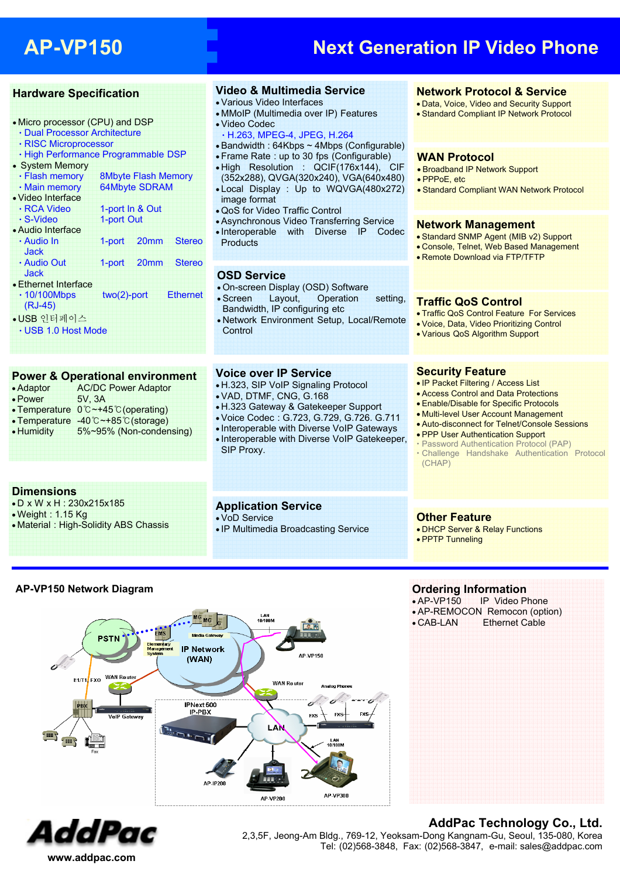# AP-VP150

# Next Generation IP Video Phone

## Hardware Specification

- Micro processor (CPU) and DSP
  - Dual Processor Architecture
  - RISC Microprocessor
  - High Performance Programmable DSP
- System Memory
  - Flash memory 8Mbyte Flash Memory
  - Main memory 64Mbyte SDRAM
- Video Interface
  - RCA Video 1-port In & Out
  - S-Video 1-port Out
- Audio Interface
  - Audio In Jack 1-port 20mm Stereo
  - Audio Out Jack 1-port 20mm Stereo
- Ethernet Interface
  - 10/100Mbps (RJ-45) two(2)-port Ethernet
- USB 인터페이스
  - USB 1.0 Host Mode

## Power & Operational environment

- Adaptor AC/DC Power Adaptor
- Power 5V, 3A
- Temperature 0℃~+45℃(operating)
- Temperature -40℃~+85℃(storage)
- Humidity 5%~95% (Non-condensing)

## Dimensions

- D x W x H : 230x215x185
- Weight : 1.15 Kg
- Material : High-Solidity ABS Chassis

## Video & Multimedia Service

- Various Video Interfaces
- MMoIP (Multimedia over IP) Features
- Video Codec
  - H.263, MPEG-4, JPEG, H.264
- Bandwidth : 64Kbps ~ 4Mbps (Configurable)
- Frame Rate : up to 30 fps (Configurable)
- High Resolution : QCIF(176x144), CIF (352x288), QVGA(320x240), VGA(640x480)
- Local Display : Up to WQVGA(480x272) image format
- QoS for Video Traffic Control
- Asynchronous Video Transferring Service
- Interoperable with Diverse IP Codec Products

## OSD Service

- On-screen Display (OSD) Software
- Screen Layout, Operation setting, Bandwidth, IP configuring etc
- Network Environment Setup, Local/Remote Control

## Voice over IP Service

- H.323, SIP VoIP Signaling Protocol
- VAD, DTMF, CNG, G.168
- H.323 Gateway & Gatekeeper Support
- Voice Codec : G.723, G.729, G.726. G.711
- Interoperable with Diverse VoIP Gateways
- Interoperable with Diverse VoIP Gatekeeper, SIP Proxy.

## Application Service

- VoD Service
- IP Multimedia Broadcasting Service

## Network Protocol & Service

- Data, Voice, Video and Security Support
- Standard Compliant IP Network Protocol

## WAN Protocol

- Broadband IP Network Support
- PPPoE, etc
- Standard Compliant WAN Network Protocol

## Network Management

- Standard SNMP Agent (MIB v2) Support
- Console, Telnet, Web Based Management
- Remote Download via FTP/TFTP

## Traffic QoS Control

- Traffic QoS Control Feature For Services
- Voice, Data, Video Prioritizing Control
- Various QoS Algorithm Support

## Security Feature

- IP Packet Filtering / Access List
- Access Control and Data Protections
- Enable/Disable for Specific Protocols
- Multi-level User Account Management
- Auto-disconnect for Telnet/Console Sessions
- PPP User Authentication Support
  - Password Authentication Protocol (PAP)
  - Challenge Handshake Authentication Protocol (CHAP)

## Other Feature

- DHCP Server & Relay Functions
- PPTP Tunneling

## AP-VP150 Network Diagram

PSTN
EMS
Elementary Management System
MG
MG
Media Gateway
IP Network (WAN)
LAN 10/100M
AP-VP150
E1/T1, FXO
WAN Router
PBX
VoIP Gateway
WAN Router
Analog Phones
IPNext 500 IP-PBX
LAN
FXS FXS FXS
LAN 10/100M
AP-IP200
AP-VP200
AP-VP300
Fax

## Ordering Information

- AP-VP150 IP Video Phone
- AP-REMOCON Remocon (option)
- CAB-LAN Ethernet Cable

AddPac

www.addpac.com

**AddPac Technology Co., Ltd.**
2,3,5F, Jeong-Am Bldg., 769-12, Yeoksam-Dong Kangnam-Gu, Seoul, 135-080, Korea
Tel: (02)568-3848, Fax: (02)568-3847, e-mail: sales@addpac.com